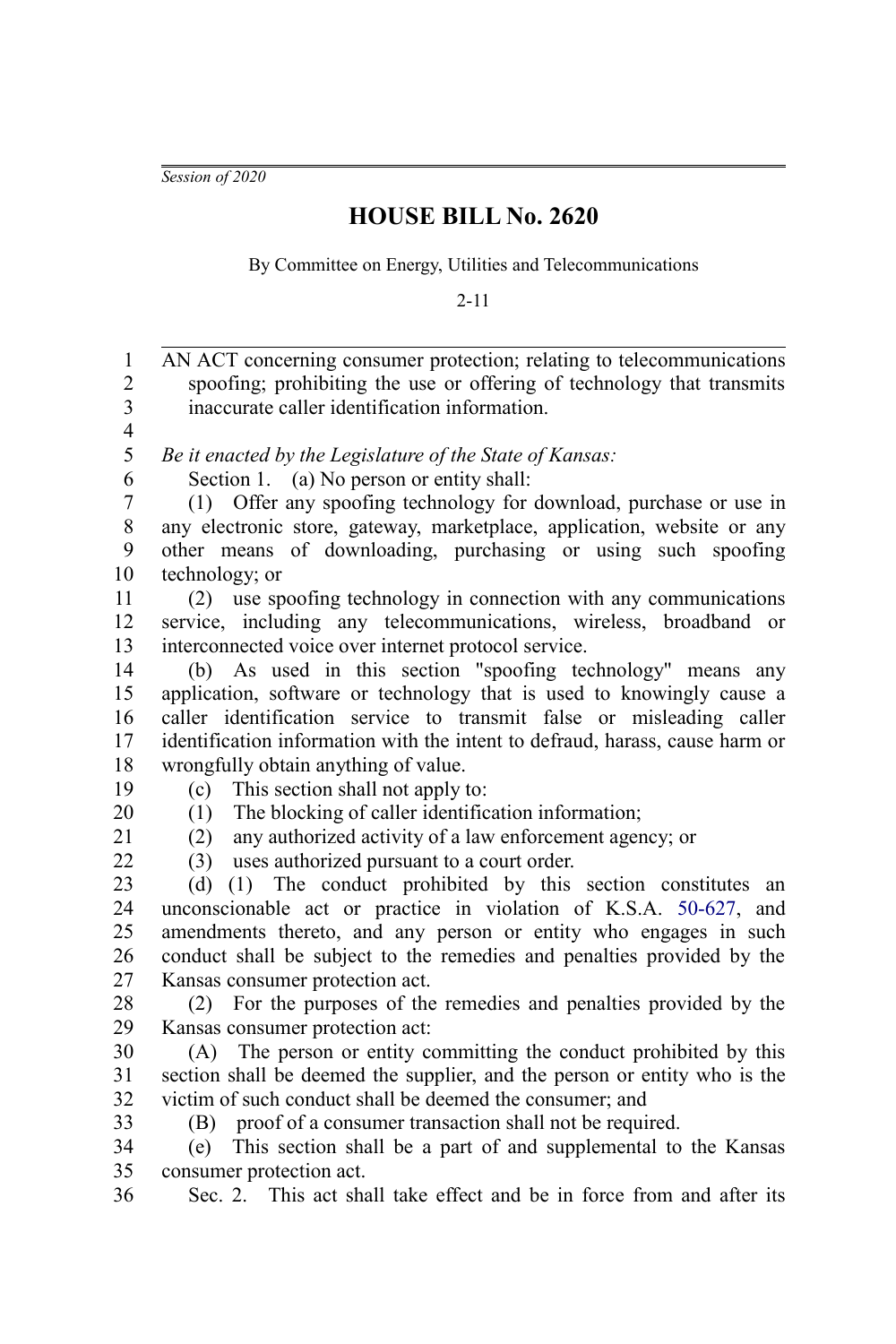*Session of 2020*

# HOUSE BILL No. 2620

By Committee on Energy, Utilities and Telecommunications

2-11

AN ACT concerning consumer protection; relating to telecommunications spoofing; prohibiting the use or offering of technology that transmits inaccurate caller identification information.

*Be it enacted by the Legislature of the State of Kansas:*

Section 1. (a) No person or entity shall:

(1) Offer any spoofing technology for download, purchase or use in any electronic store, gateway, marketplace, application, website or any other means of downloading, purchasing or using such spoofing technology; or

(2) use spoofing technology in connection with any communications service, including any telecommunications, wireless, broadband or interconnected voice over internet protocol service.

(b) As used in this section "spoofing technology" means any application, software or technology that is used to knowingly cause a caller identification service to transmit false or misleading caller identification information with the intent to defraud, harass, cause harm or wrongfully obtain anything of value.

(c) This section shall not apply to:

(1) The blocking of caller identification information;

(2) any authorized activity of a law enforcement agency; or

(3) uses authorized pursuant to a court order.

(d) (1) The conduct prohibited by this section constitutes an unconscionable act or practice in violation of K.S.A. 50-627, and amendments thereto, and any person or entity who engages in such conduct shall be subject to the remedies and penalties provided by the Kansas consumer protection act.

(2) For the purposes of the remedies and penalties provided by the Kansas consumer protection act:

(A) The person or entity committing the conduct prohibited by this section shall be deemed the supplier, and the person or entity who is the victim of such conduct shall be deemed the consumer; and

(B) proof of a consumer transaction shall not be required.

(e) This section shall be a part of and supplemental to the Kansas consumer protection act.

Sec. 2. This act shall take effect and be in force from and after its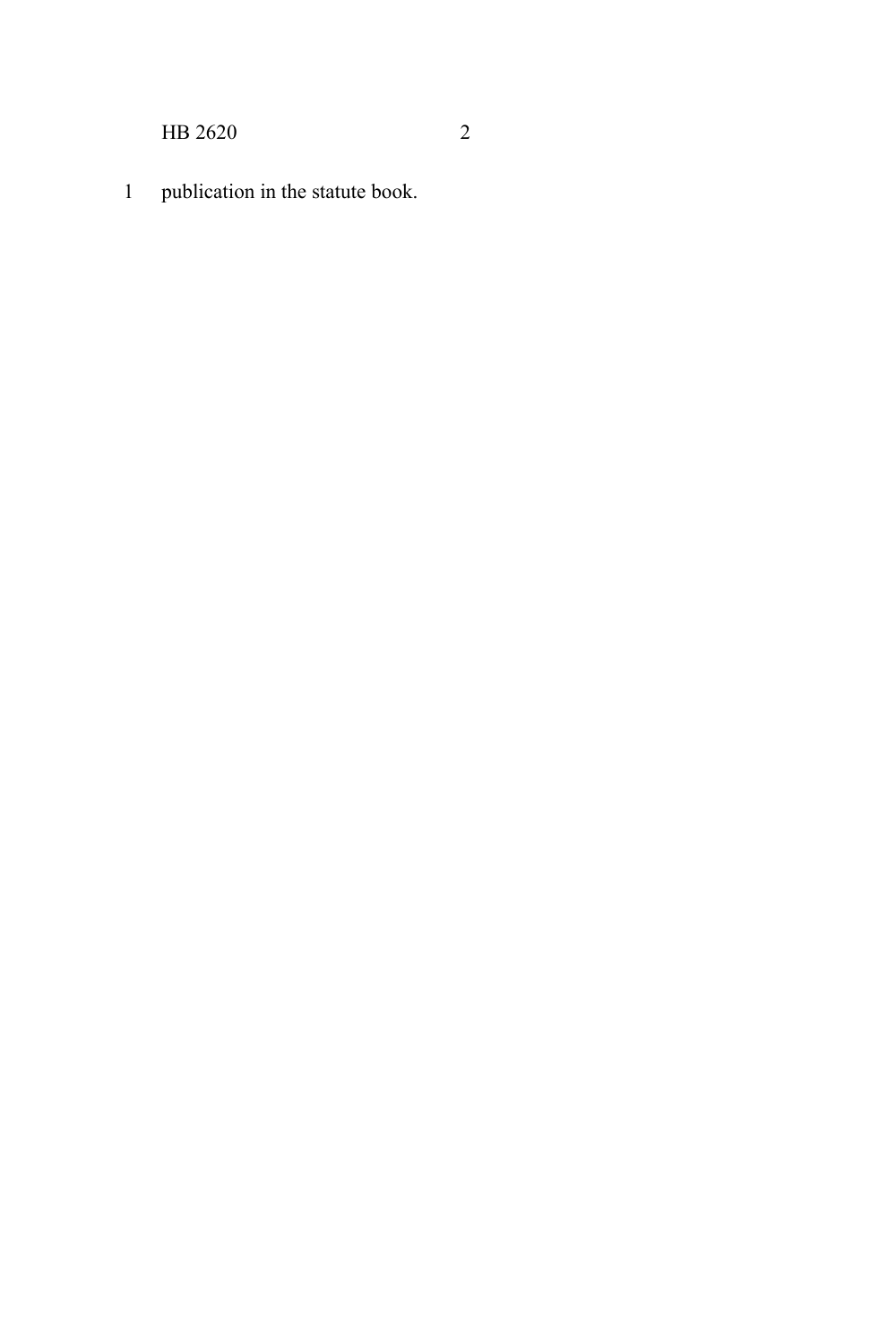publication in the statute book.